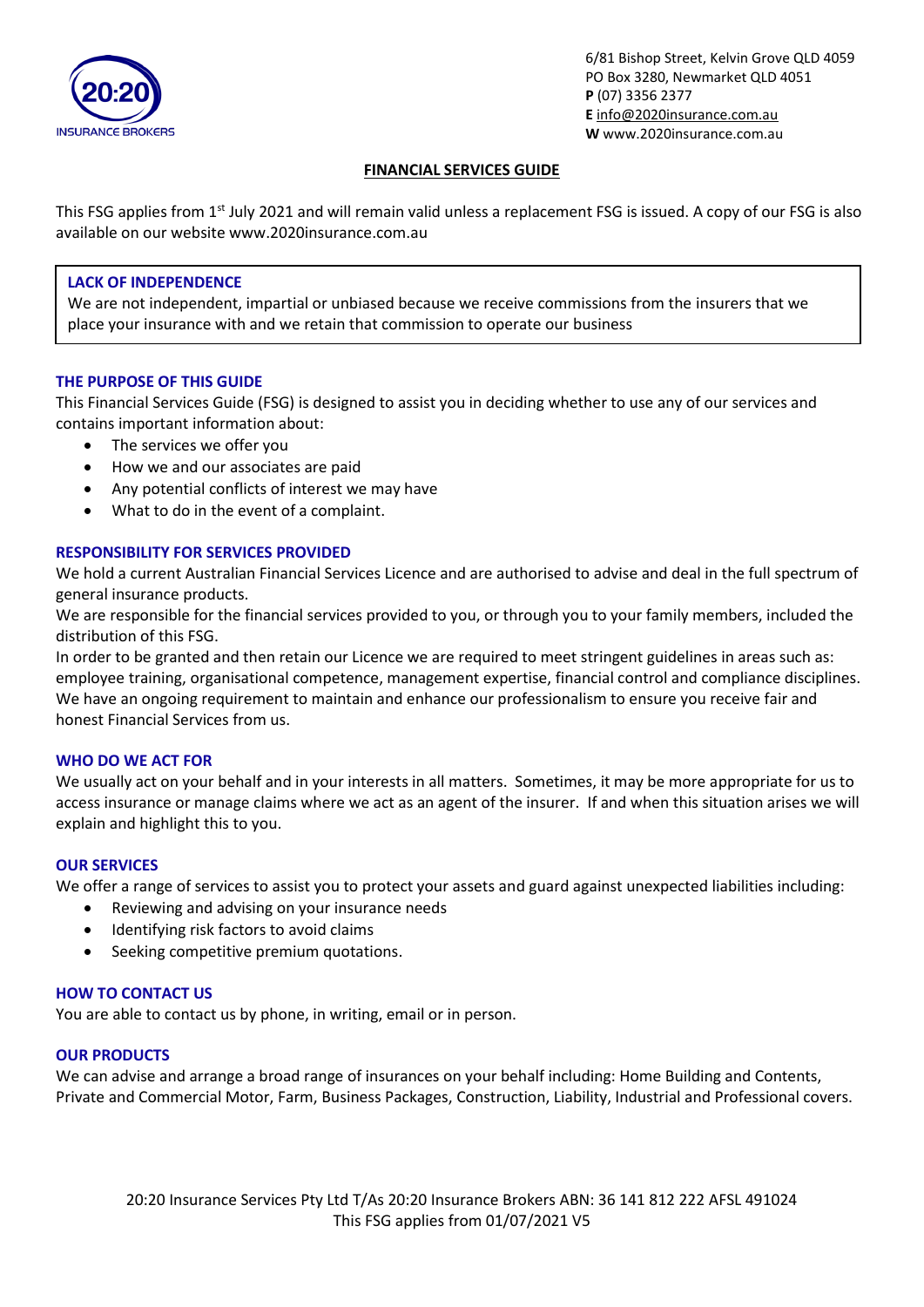20:20 INSURANCE BROKERS

6/81 Bishop Street, Kelvin Grove QLD 4059
PO Box 3280, Newmarket QLD 4051
**P** (07) 3356 2377
**E** info@2020insurance.com.au
**W** www.2020insurance.com.au

# FINANCIAL SERVICES GUIDE

This FSG applies from 1st July 2021 and will remain valid unless a replacement FSG is issued. A copy of our FSG is also available on our website www.2020insurance.com.au

> **LACK OF INDEPENDENCE**
> We are not independent, impartial or unbiased because we receive commissions from the insurers that we place your insurance with and we retain that commission to operate our business

## THE PURPOSE OF THIS GUIDE

This Financial Services Guide (FSG) is designed to assist you in deciding whether to use any of our services and contains important information about:

- The services we offer you
- How we and our associates are paid
- Any potential conflicts of interest we may have
- What to do in the event of a complaint.

## RESPONSIBILITY FOR SERVICES PROVIDED

We hold a current Australian Financial Services Licence and are authorised to advise and deal in the full spectrum of general insurance products.

We are responsible for the financial services provided to you, or through you to your family members, included the distribution of this FSG.

In order to be granted and then retain our Licence we are required to meet stringent guidelines in areas such as: employee training, organisational competence, management expertise, financial control and compliance disciplines. We have an ongoing requirement to maintain and enhance our professionalism to ensure you receive fair and honest Financial Services from us.

## WHO DO WE ACT FOR

We usually act on your behalf and in your interests in all matters. Sometimes, it may be more appropriate for us to access insurance or manage claims where we act as an agent of the insurer. If and when this situation arises we will explain and highlight this to you.

## OUR SERVICES

We offer a range of services to assist you to protect your assets and guard against unexpected liabilities including:

- Reviewing and advising on your insurance needs
- Identifying risk factors to avoid claims
- Seeking competitive premium quotations.

## HOW TO CONTACT US

You are able to contact us by phone, in writing, email or in person.

## OUR PRODUCTS

We can advise and arrange a broad range of insurances on your behalf including: Home Building and Contents, Private and Commercial Motor, Farm, Business Packages, Construction, Liability, Industrial and Professional covers.

20:20 Insurance Services Pty Ltd T/As 20:20 Insurance Brokers ABN: 36 141 812 222 AFSL 491024
This FSG applies from 01/07/2021 V5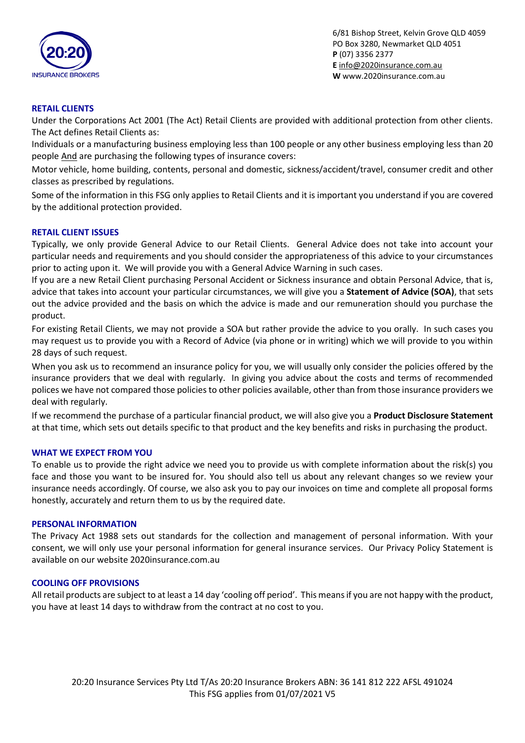6/81 Bishop Street, Kelvin Grove QLD 4059
PO Box 3280, Newmarket QLD 4051
**P** (07) 3356 2377
**E** info@2020insurance.com.au
**W** www.2020insurance.com.au

## RETAIL CLIENTS

Under the Corporations Act 2001 (The Act) Retail Clients are provided with additional protection from other clients. The Act defines Retail Clients as:

Individuals or a manufacturing business employing less than 100 people or any other business employing less than 20 people And are purchasing the following types of insurance covers:

Motor vehicle, home building, contents, personal and domestic, sickness/accident/travel, consumer credit and other classes as prescribed by regulations.

Some of the information in this FSG only applies to Retail Clients and it is important you understand if you are covered by the additional protection provided.

## RETAIL CLIENT ISSUES

Typically, we only provide General Advice to our Retail Clients. General Advice does not take into account your particular needs and requirements and you should consider the appropriateness of this advice to your circumstances prior to acting upon it. We will provide you with a General Advice Warning in such cases.

If you are a new Retail Client purchasing Personal Accident or Sickness insurance and obtain Personal Advice, that is, advice that takes into account your particular circumstances, we will give you a **Statement of Advice (SOA)**, that sets out the advice provided and the basis on which the advice is made and our remuneration should you purchase the product.

For existing Retail Clients, we may not provide a SOA but rather provide the advice to you orally. In such cases you may request us to provide you with a Record of Advice (via phone or in writing) which we will provide to you within 28 days of such request.

When you ask us to recommend an insurance policy for you, we will usually only consider the policies offered by the insurance providers that we deal with regularly. In giving you advice about the costs and terms of recommended polices we have not compared those policies to other policies available, other than from those insurance providers we deal with regularly.

If we recommend the purchase of a particular financial product, we will also give you a **Product Disclosure Statement** at that time, which sets out details specific to that product and the key benefits and risks in purchasing the product.

## WHAT WE EXPECT FROM YOU

To enable us to provide the right advice we need you to provide us with complete information about the risk(s) you face and those you want to be insured for. You should also tell us about any relevant changes so we review your insurance needs accordingly. Of course, we also ask you to pay our invoices on time and complete all proposal forms honestly, accurately and return them to us by the required date.

## PERSONAL INFORMATION

The Privacy Act 1988 sets out standards for the collection and management of personal information. With your consent, we will only use your personal information for general insurance services. Our Privacy Policy Statement is available on our website 2020insurance.com.au

## COOLING OFF PROVISIONS

All retail products are subject to at least a 14 day 'cooling off period'. This means if you are not happy with the product, you have at least 14 days to withdraw from the contract at no cost to you.

20:20 Insurance Services Pty Ltd T/As 20:20 Insurance Brokers ABN: 36 141 812 222 AFSL 491024
This FSG applies from 01/07/2021 V5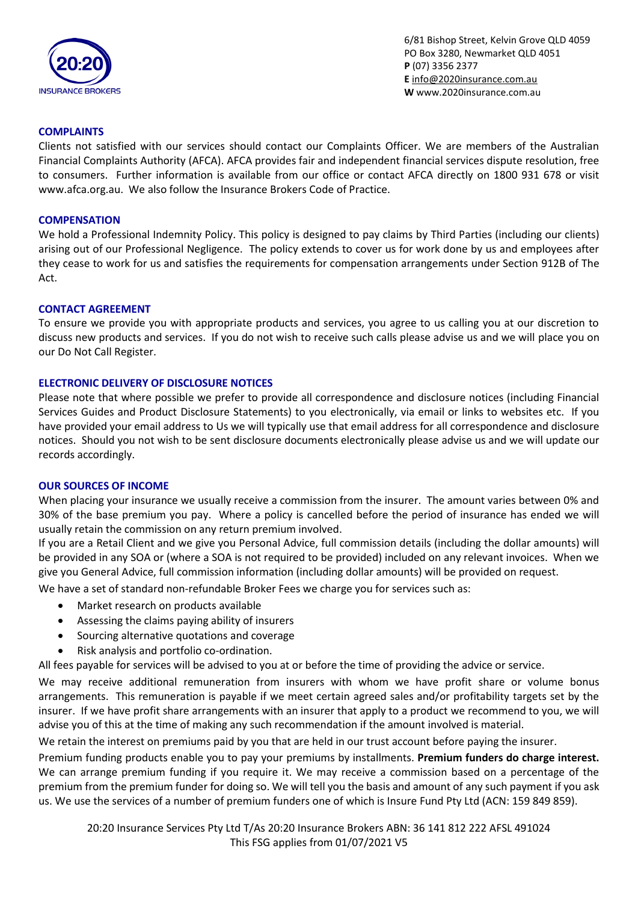## COMPLAINTS

Clients not satisfied with our services should contact our Complaints Officer. We are members of the Australian Financial Complaints Authority (AFCA). AFCA provides fair and independent financial services dispute resolution, free to consumers. Further information is available from our office or contact AFCA directly on 1800 931 678 or visit www.afca.org.au. We also follow the Insurance Brokers Code of Practice.

## COMPENSATION

We hold a Professional Indemnity Policy. This policy is designed to pay claims by Third Parties (including our clients) arising out of our Professional Negligence. The policy extends to cover us for work done by us and employees after they cease to work for us and satisfies the requirements for compensation arrangements under Section 912B of The Act.

## CONTACT AGREEMENT

To ensure we provide you with appropriate products and services, you agree to us calling you at our discretion to discuss new products and services. If you do not wish to receive such calls please advise us and we will place you on our Do Not Call Register.

## ELECTRONIC DELIVERY OF DISCLOSURE NOTICES

Please note that where possible we prefer to provide all correspondence and disclosure notices (including Financial Services Guides and Product Disclosure Statements) to you electronically, via email or links to websites etc. If you have provided your email address to Us we will typically use that email address for all correspondence and disclosure notices. Should you not wish to be sent disclosure documents electronically please advise us and we will update our records accordingly.

## OUR SOURCES OF INCOME

When placing your insurance we usually receive a commission from the insurer. The amount varies between 0% and 30% of the base premium you pay. Where a policy is cancelled before the period of insurance has ended we will usually retain the commission on any return premium involved.

If you are a Retail Client and we give you Personal Advice, full commission details (including the dollar amounts) will be provided in any SOA or (where a SOA is not required to be provided) included on any relevant invoices. When we give you General Advice, full commission information (including dollar amounts) will be provided on request.

We have a set of standard non-refundable Broker Fees we charge you for services such as:

- Market research on products available
- Assessing the claims paying ability of insurers
- Sourcing alternative quotations and coverage
- Risk analysis and portfolio co-ordination.

All fees payable for services will be advised to you at or before the time of providing the advice or service.

We may receive additional remuneration from insurers with whom we have profit share or volume bonus arrangements. This remuneration is payable if we meet certain agreed sales and/or profitability targets set by the insurer. If we have profit share arrangements with an insurer that apply to a product we recommend to you, we will advise you of this at the time of making any such recommendation if the amount involved is material.

We retain the interest on premiums paid by you that are held in our trust account before paying the insurer.

Premium funding products enable you to pay your premiums by installments. **Premium funders do charge interest.** We can arrange premium funding if you require it. We may receive a commission based on a percentage of the premium from the premium funder for doing so. We will tell you the basis and amount of any such payment if you ask us. We use the services of a number of premium funders one of which is Insure Fund Pty Ltd (ACN: 159 849 859).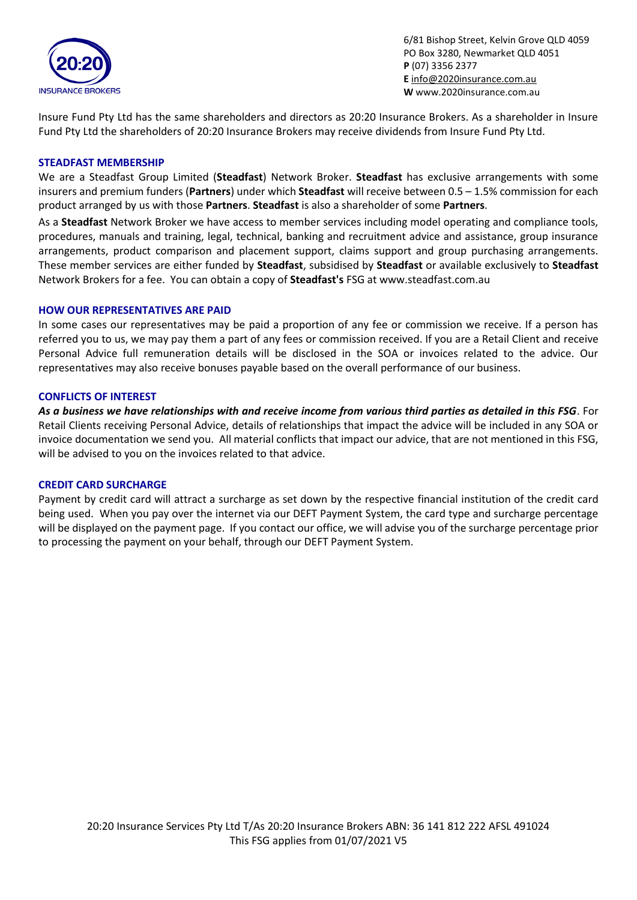Insure Fund Pty Ltd has the same shareholders and directors as 20:20 Insurance Brokers. As a shareholder in Insure Fund Pty Ltd the shareholders of 20:20 Insurance Brokers may receive dividends from Insure Fund Pty Ltd.

## STEADFAST MEMBERSHIP

We are a Steadfast Group Limited (**Steadfast**) Network Broker. **Steadfast** has exclusive arrangements with some insurers and premium funders (**Partners**) under which **Steadfast** will receive between 0.5 – 1.5% commission for each product arranged by us with those **Partners**. **Steadfast** is also a shareholder of some **Partners**.

As a **Steadfast** Network Broker we have access to member services including model operating and compliance tools, procedures, manuals and training, legal, technical, banking and recruitment advice and assistance, group insurance arrangements, product comparison and placement support, claims support and group purchasing arrangements. These member services are either funded by **Steadfast**, subsidised by **Steadfast** or available exclusively to **Steadfast** Network Brokers for a fee. You can obtain a copy of **Steadfast's** FSG at www.steadfast.com.au

## HOW OUR REPRESENTATIVES ARE PAID

In some cases our representatives may be paid a proportion of any fee or commission we receive. If a person has referred you to us, we may pay them a part of any fees or commission received. If you are a Retail Client and receive Personal Advice full remuneration details will be disclosed in the SOA or invoices related to the advice. Our representatives may also receive bonuses payable based on the overall performance of our business.

## CONFLICTS OF INTEREST

***As a business we have relationships with and receive income from various third parties as detailed in this FSG***. For Retail Clients receiving Personal Advice, details of relationships that impact the advice will be included in any SOA or invoice documentation we send you. All material conflicts that impact our advice, that are not mentioned in this FSG, will be advised to you on the invoices related to that advice.

## CREDIT CARD SURCHARGE

Payment by credit card will attract a surcharge as set down by the respective financial institution of the credit card being used. When you pay over the internet via our DEFT Payment System, the card type and surcharge percentage will be displayed on the payment page. If you contact our office, we will advise you of the surcharge percentage prior to processing the payment on your behalf, through our DEFT Payment System.